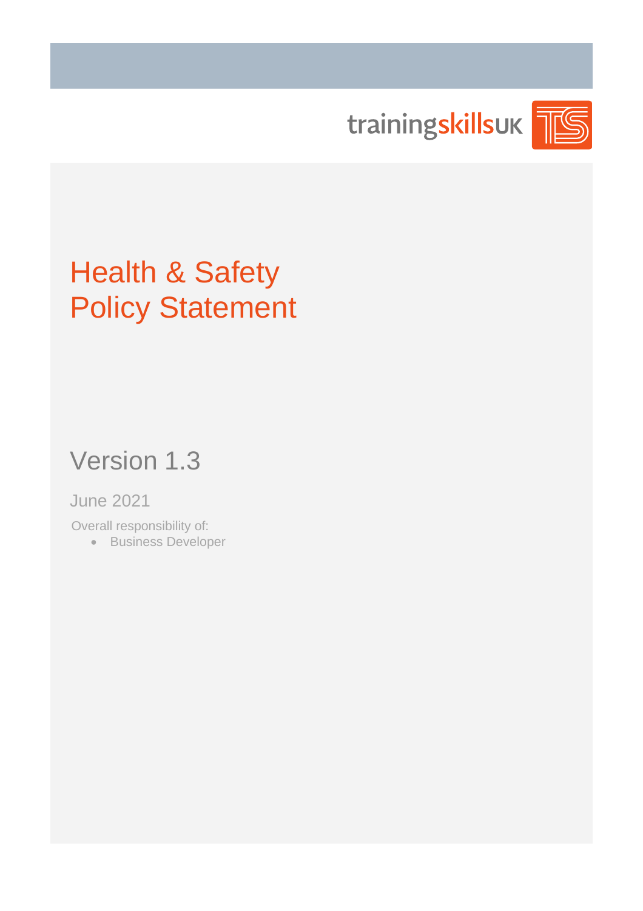trainingskillsUK

# Health & Safety Policy Statement

## Version 1.3

June 2021

Overall responsibility of:

- Business Developer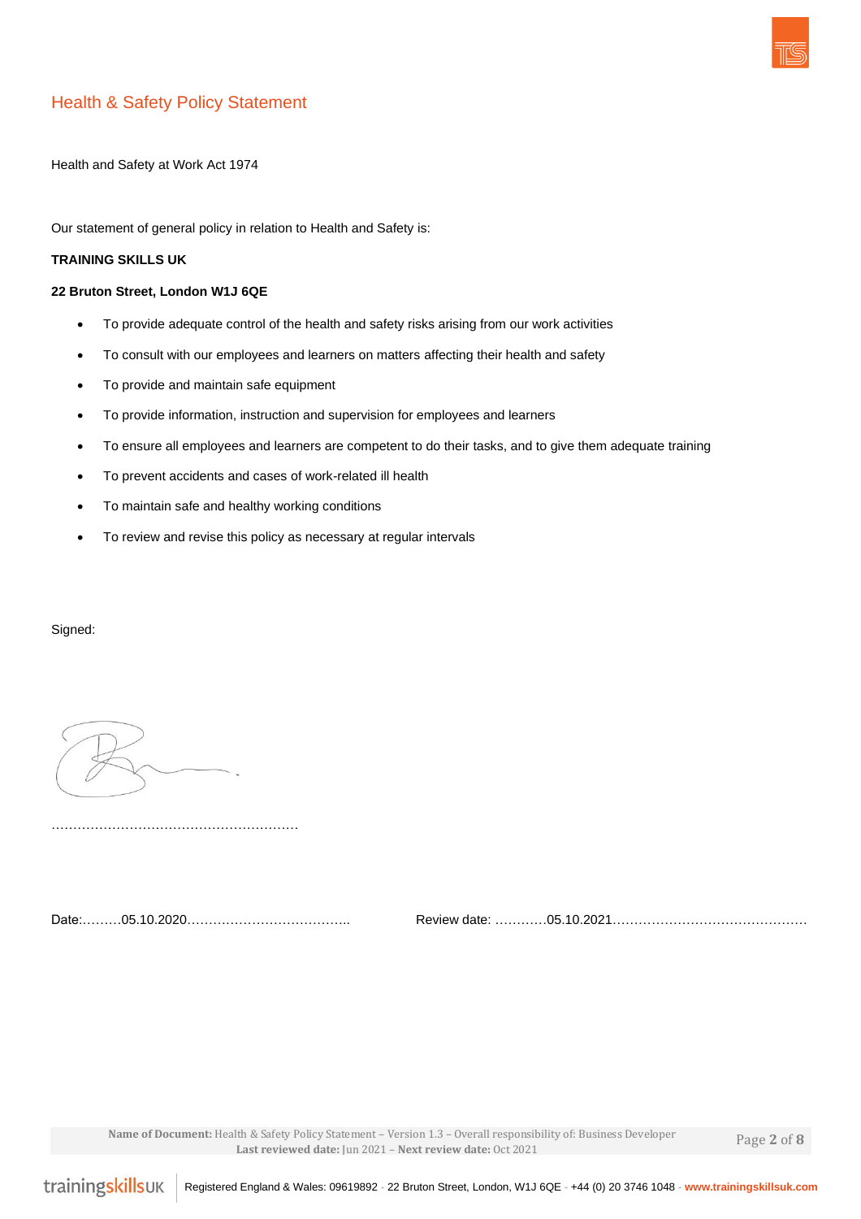# Health & Safety Policy Statement

Health and Safety at Work Act 1974

Our statement of general policy in relation to Health and Safety is:

**TRAINING SKILLS UK**

**22 Bruton Street, London W1J 6QE**

- To provide adequate control of the health and safety risks arising from our work activities
- To consult with our employees and learners on matters affecting their health and safety
- To provide and maintain safe equipment
- To provide information, instruction and supervision for employees and learners
- To ensure all employees and learners are competent to do their tasks, and to give them adequate training
- To prevent accidents and cases of work-related ill health
- To maintain safe and healthy working conditions
- To review and revise this policy as necessary at regular intervals

Signed:

………………………………………………

Date:………05.10.2020……………………………….. Review date: …………05.10.2021………………………………………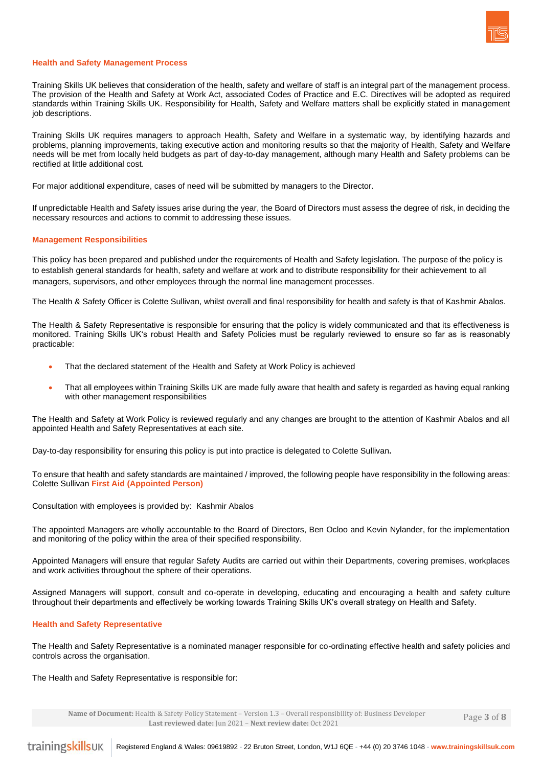## Health and Safety Management Process

Training Skills UK believes that consideration of the health, safety and welfare of staff is an integral part of the management process. The provision of the Health and Safety at Work Act, associated Codes of Practice and E.C. Directives will be adopted as required standards within Training Skills UK. Responsibility for Health, Safety and Welfare matters shall be explicitly stated in management job descriptions.

Training Skills UK requires managers to approach Health, Safety and Welfare in a systematic way, by identifying hazards and problems, planning improvements, taking executive action and monitoring results so that the majority of Health, Safety and Welfare needs will be met from locally held budgets as part of day-to-day management, although many Health and Safety problems can be rectified at little additional cost.

For major additional expenditure, cases of need will be submitted by managers to the Director.

If unpredictable Health and Safety issues arise during the year, the Board of Directors must assess the degree of risk, in deciding the necessary resources and actions to commit to addressing these issues.

## Management Responsibilities

This policy has been prepared and published under the requirements of Health and Safety legislation. The purpose of the policy is to establish general standards for health, safety and welfare at work and to distribute responsibility for their achievement to all managers, supervisors, and other employees through the normal line management processes.

The Health & Safety Officer is Colette Sullivan, whilst overall and final responsibility for health and safety is that of Kashmir Abalos.

The Health & Safety Representative is responsible for ensuring that the policy is widely communicated and that its effectiveness is monitored. Training Skills UK's robust Health and Safety Policies must be regularly reviewed to ensure so far as is reasonably practicable:

- That the declared statement of the Health and Safety at Work Policy is achieved
- That all employees within Training Skills UK are made fully aware that health and safety is regarded as having equal ranking with other management responsibilities

The Health and Safety at Work Policy is reviewed regularly and any changes are brought to the attention of Kashmir Abalos and all appointed Health and Safety Representatives at each site.

Day-to-day responsibility for ensuring this policy is put into practice is delegated to Colette Sullivan**.**

To ensure that health and safety standards are maintained / improved, the following people have responsibility in the following areas: Colette Sullivan **First Aid (Appointed Person)**

Consultation with employees is provided by: Kashmir Abalos

The appointed Managers are wholly accountable to the Board of Directors, Ben Ocloo and Kevin Nylander, for the implementation and monitoring of the policy within the area of their specified responsibility.

Appointed Managers will ensure that regular Safety Audits are carried out within their Departments, covering premises, workplaces and work activities throughout the sphere of their operations.

Assigned Managers will support, consult and co-operate in developing, educating and encouraging a health and safety culture throughout their departments and effectively be working towards Training Skills UK's overall strategy on Health and Safety.

## Health and Safety Representative

The Health and Safety Representative is a nominated manager responsible for co-ordinating effective health and safety policies and controls across the organisation.

The Health and Safety Representative is responsible for: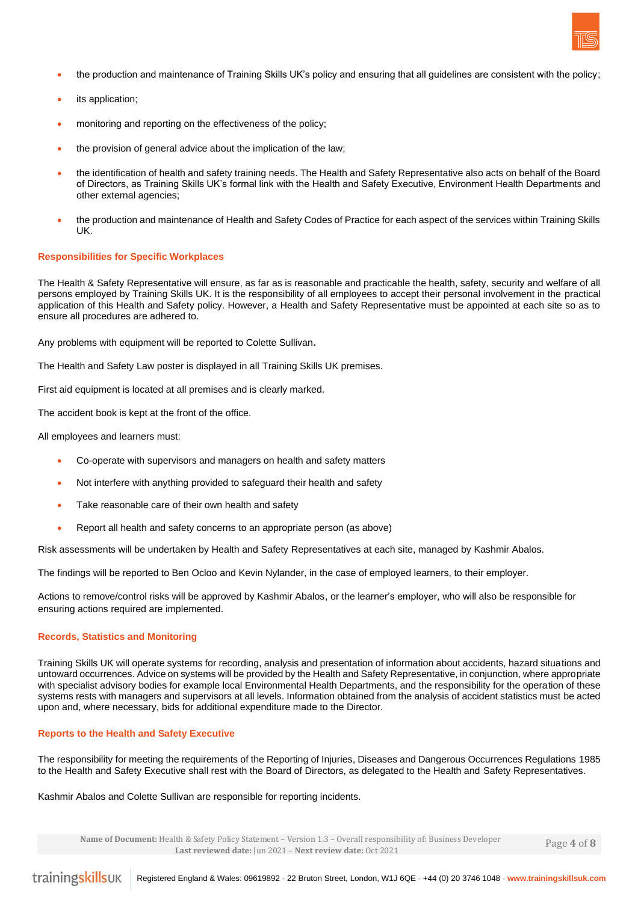- the production and maintenance of Training Skills UK's policy and ensuring that all guidelines are consistent with the policy;
- its application;
- monitoring and reporting on the effectiveness of the policy;
- the provision of general advice about the implication of the law;
- the identification of health and safety training needs. The Health and Safety Representative also acts on behalf of the Board of Directors, as Training Skills UK's formal link with the Health and Safety Executive, Environment Health Departments and other external agencies;
- the production and maintenance of Health and Safety Codes of Practice for each aspect of the services within Training Skills UK.

### Responsibilities for Specific Workplaces

The Health & Safety Representative will ensure, as far as is reasonable and practicable the health, safety, security and welfare of all persons employed by Training Skills UK. It is the responsibility of all employees to accept their personal involvement in the practical application of this Health and Safety policy. However, a Health and Safety Representative must be appointed at each site so as to ensure all procedures are adhered to.

Any problems with equipment will be reported to Colette Sullivan**.**

The Health and Safety Law poster is displayed in all Training Skills UK premises.

First aid equipment is located at all premises and is clearly marked.

The accident book is kept at the front of the office.

All employees and learners must:

- Co-operate with supervisors and managers on health and safety matters
- Not interfere with anything provided to safeguard their health and safety
- Take reasonable care of their own health and safety
- Report all health and safety concerns to an appropriate person (as above)

Risk assessments will be undertaken by Health and Safety Representatives at each site, managed by Kashmir Abalos.

The findings will be reported to Ben Ocloo and Kevin Nylander, in the case of employed learners, to their employer.

Actions to remove/control risks will be approved by Kashmir Abalos, or the learner's employer, who will also be responsible for ensuring actions required are implemented.

### Records, Statistics and Monitoring

Training Skills UK will operate systems for recording, analysis and presentation of information about accidents, hazard situations and untoward occurrences. Advice on systems will be provided by the Health and Safety Representative, in conjunction, where appropriate with specialist advisory bodies for example local Environmental Health Departments, and the responsibility for the operation of these systems rests with managers and supervisors at all levels. Information obtained from the analysis of accident statistics must be acted upon and, where necessary, bids for additional expenditure made to the Director.

### Reports to the Health and Safety Executive

The responsibility for meeting the requirements of the Reporting of Injuries, Diseases and Dangerous Occurrences Regulations 1985 to the Health and Safety Executive shall rest with the Board of Directors, as delegated to the Health and Safety Representatives.

Kashmir Abalos and Colette Sullivan are responsible for reporting incidents.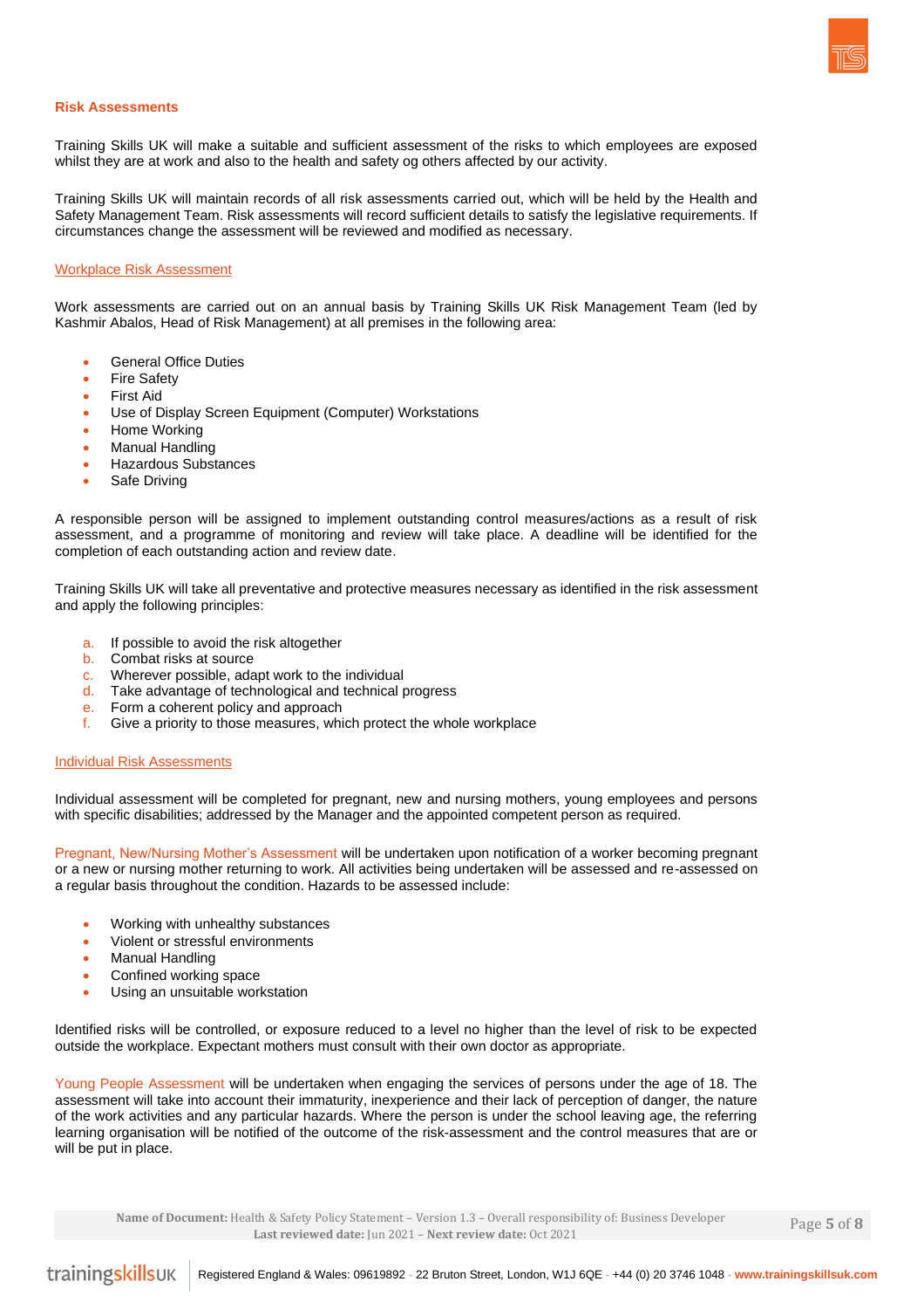## Risk Assessments

Training Skills UK will make a suitable and sufficient assessment of the risks to which employees are exposed whilst they are at work and also to the health and safety og others affected by our activity.

Training Skills UK will maintain records of all risk assessments carried out, which will be held by the Health and Safety Management Team. Risk assessments will record sufficient details to satisfy the legislative requirements. If circumstances change the assessment will be reviewed and modified as necessary.

### Workplace Risk Assessment

Work assessments are carried out on an annual basis by Training Skills UK Risk Management Team (led by Kashmir Abalos, Head of Risk Management) at all premises in the following area:

- General Office Duties
- Fire Safety
- First Aid
- Use of Display Screen Equipment (Computer) Workstations
- Home Working
- Manual Handling
- Hazardous Substances
- Safe Driving

A responsible person will be assigned to implement outstanding control measures/actions as a result of risk assessment, and a programme of monitoring and review will take place. A deadline will be identified for the completion of each outstanding action and review date.

Training Skills UK will take all preventative and protective measures necessary as identified in the risk assessment and apply the following principles:

a. If possible to avoid the risk altogether
b. Combat risks at source
c. Wherever possible, adapt work to the individual
d. Take advantage of technological and technical progress
e. Form a coherent policy and approach
f. Give a priority to those measures, which protect the whole workplace

### Individual Risk Assessments

Individual assessment will be completed for pregnant, new and nursing mothers, young employees and persons with specific disabilities; addressed by the Manager and the appointed competent person as required.

Pregnant, New/Nursing Mother's Assessment will be undertaken upon notification of a worker becoming pregnant or a new or nursing mother returning to work. All activities being undertaken will be assessed and re-assessed on a regular basis throughout the condition. Hazards to be assessed include:

- Working with unhealthy substances
- Violent or stressful environments
- Manual Handling
- Confined working space
- Using an unsuitable workstation

Identified risks will be controlled, or exposure reduced to a level no higher than the level of risk to be expected outside the workplace. Expectant mothers must consult with their own doctor as appropriate.

Young People Assessment will be undertaken when engaging the services of persons under the age of 18. The assessment will take into account their immaturity, inexperience and their lack of perception of danger, the nature of the work activities and any particular hazards. Where the person is under the school leaving age, the referring learning organisation will be notified of the outcome of the risk-assessment and the control measures that are or will be put in place.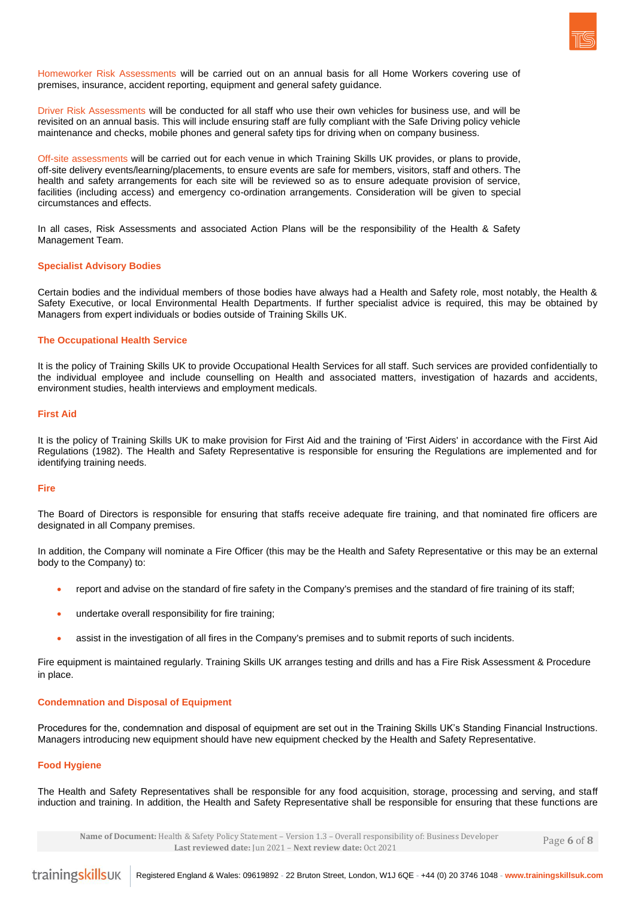Homeworker Risk Assessments will be carried out on an annual basis for all Home Workers covering use of premises, insurance, accident reporting, equipment and general safety guidance.

Driver Risk Assessments will be conducted for all staff who use their own vehicles for business use, and will be revisited on an annual basis. This will include ensuring staff are fully compliant with the Safe Driving policy vehicle maintenance and checks, mobile phones and general safety tips for driving when on company business.

Off-site assessments will be carried out for each venue in which Training Skills UK provides, or plans to provide, off-site delivery events/learning/placements, to ensure events are safe for members, visitors, staff and others. The health and safety arrangements for each site will be reviewed so as to ensure adequate provision of service, facilities (including access) and emergency co-ordination arrangements. Consideration will be given to special circumstances and effects.

In all cases, Risk Assessments and associated Action Plans will be the responsibility of the Health & Safety Management Team.

### Specialist Advisory Bodies

Certain bodies and the individual members of those bodies have always had a Health and Safety role, most notably, the Health & Safety Executive, or local Environmental Health Departments. If further specialist advice is required, this may be obtained by Managers from expert individuals or bodies outside of Training Skills UK.

### The Occupational Health Service

It is the policy of Training Skills UK to provide Occupational Health Services for all staff. Such services are provided confidentially to the individual employee and include counselling on Health and associated matters, investigation of hazards and accidents, environment studies, health interviews and employment medicals.

### First Aid

It is the policy of Training Skills UK to make provision for First Aid and the training of 'First Aiders' in accordance with the First Aid Regulations (1982). The Health and Safety Representative is responsible for ensuring the Regulations are implemented and for identifying training needs.

### Fire

The Board of Directors is responsible for ensuring that staffs receive adequate fire training, and that nominated fire officers are designated in all Company premises.

In addition, the Company will nominate a Fire Officer (this may be the Health and Safety Representative or this may be an external body to the Company) to:

- report and advise on the standard of fire safety in the Company's premises and the standard of fire training of its staff;
- undertake overall responsibility for fire training;
- assist in the investigation of all fires in the Company's premises and to submit reports of such incidents.

Fire equipment is maintained regularly. Training Skills UK arranges testing and drills and has a Fire Risk Assessment & Procedure in place.

### Condemnation and Disposal of Equipment

Procedures for the, condemnation and disposal of equipment are set out in the Training Skills UK's Standing Financial Instructions. Managers introducing new equipment should have new equipment checked by the Health and Safety Representative.

### Food Hygiene

The Health and Safety Representatives shall be responsible for any food acquisition, storage, processing and serving, and staff induction and training. In addition, the Health and Safety Representative shall be responsible for ensuring that these functions are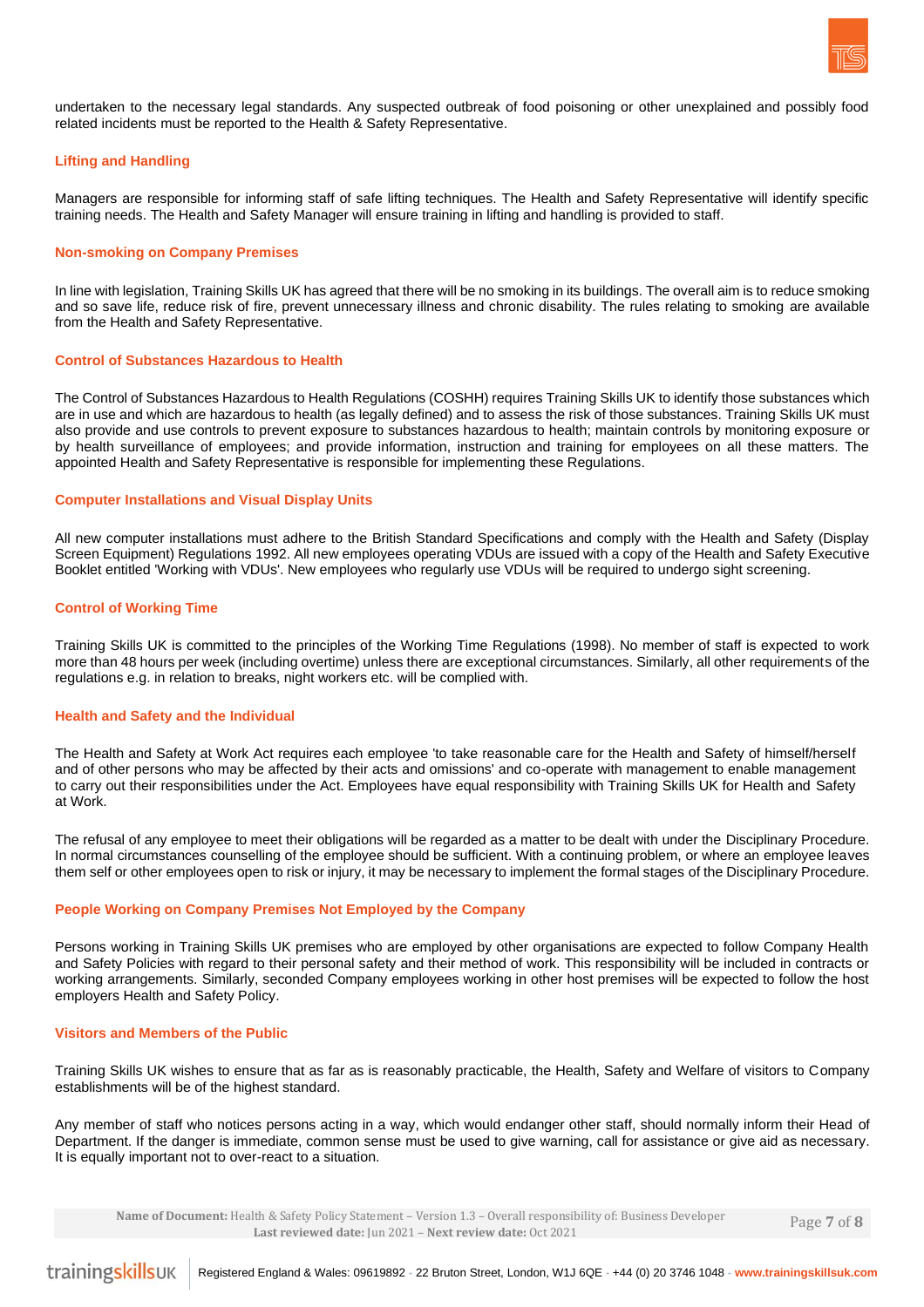undertaken to the necessary legal standards. Any suspected outbreak of food poisoning or other unexplained and possibly food related incidents must be reported to the Health & Safety Representative.

### Lifting and Handling

Managers are responsible for informing staff of safe lifting techniques. The Health and Safety Representative will identify specific training needs. The Health and Safety Manager will ensure training in lifting and handling is provided to staff.

### Non-smoking on Company Premises

In line with legislation, Training Skills UK has agreed that there will be no smoking in its buildings. The overall aim is to reduce smoking and so save life, reduce risk of fire, prevent unnecessary illness and chronic disability. The rules relating to smoking are available from the Health and Safety Representative.

### Control of Substances Hazardous to Health

The Control of Substances Hazardous to Health Regulations (COSHH) requires Training Skills UK to identify those substances which are in use and which are hazardous to health (as legally defined) and to assess the risk of those substances. Training Skills UK must also provide and use controls to prevent exposure to substances hazardous to health; maintain controls by monitoring exposure or by health surveillance of employees; and provide information, instruction and training for employees on all these matters. The appointed Health and Safety Representative is responsible for implementing these Regulations.

### Computer Installations and Visual Display Units

All new computer installations must adhere to the British Standard Specifications and comply with the Health and Safety (Display Screen Equipment) Regulations 1992. All new employees operating VDUs are issued with a copy of the Health and Safety Executive Booklet entitled 'Working with VDUs'. New employees who regularly use VDUs will be required to undergo sight screening.

### Control of Working Time

Training Skills UK is committed to the principles of the Working Time Regulations (1998). No member of staff is expected to work more than 48 hours per week (including overtime) unless there are exceptional circumstances. Similarly, all other requirements of the regulations e.g. in relation to breaks, night workers etc. will be complied with.

### Health and Safety and the Individual

The Health and Safety at Work Act requires each employee 'to take reasonable care for the Health and Safety of himself/herself and of other persons who may be affected by their acts and omissions' and co-operate with management to enable management to carry out their responsibilities under the Act. Employees have equal responsibility with Training Skills UK for Health and Safety at Work.

The refusal of any employee to meet their obligations will be regarded as a matter to be dealt with under the Disciplinary Procedure. In normal circumstances counselling of the employee should be sufficient. With a continuing problem, or where an employee leaves them self or other employees open to risk or injury, it may be necessary to implement the formal stages of the Disciplinary Procedure.

### People Working on Company Premises Not Employed by the Company

Persons working in Training Skills UK premises who are employed by other organisations are expected to follow Company Health and Safety Policies with regard to their personal safety and their method of work. This responsibility will be included in contracts or working arrangements. Similarly, seconded Company employees working in other host premises will be expected to follow the host employers Health and Safety Policy.

### Visitors and Members of the Public

Training Skills UK wishes to ensure that as far as is reasonably practicable, the Health, Safety and Welfare of visitors to Company establishments will be of the highest standard.

Any member of staff who notices persons acting in a way, which would endanger other staff, should normally inform their Head of Department. If the danger is immediate, common sense must be used to give warning, call for assistance or give aid as necessary. It is equally important not to over-react to a situation.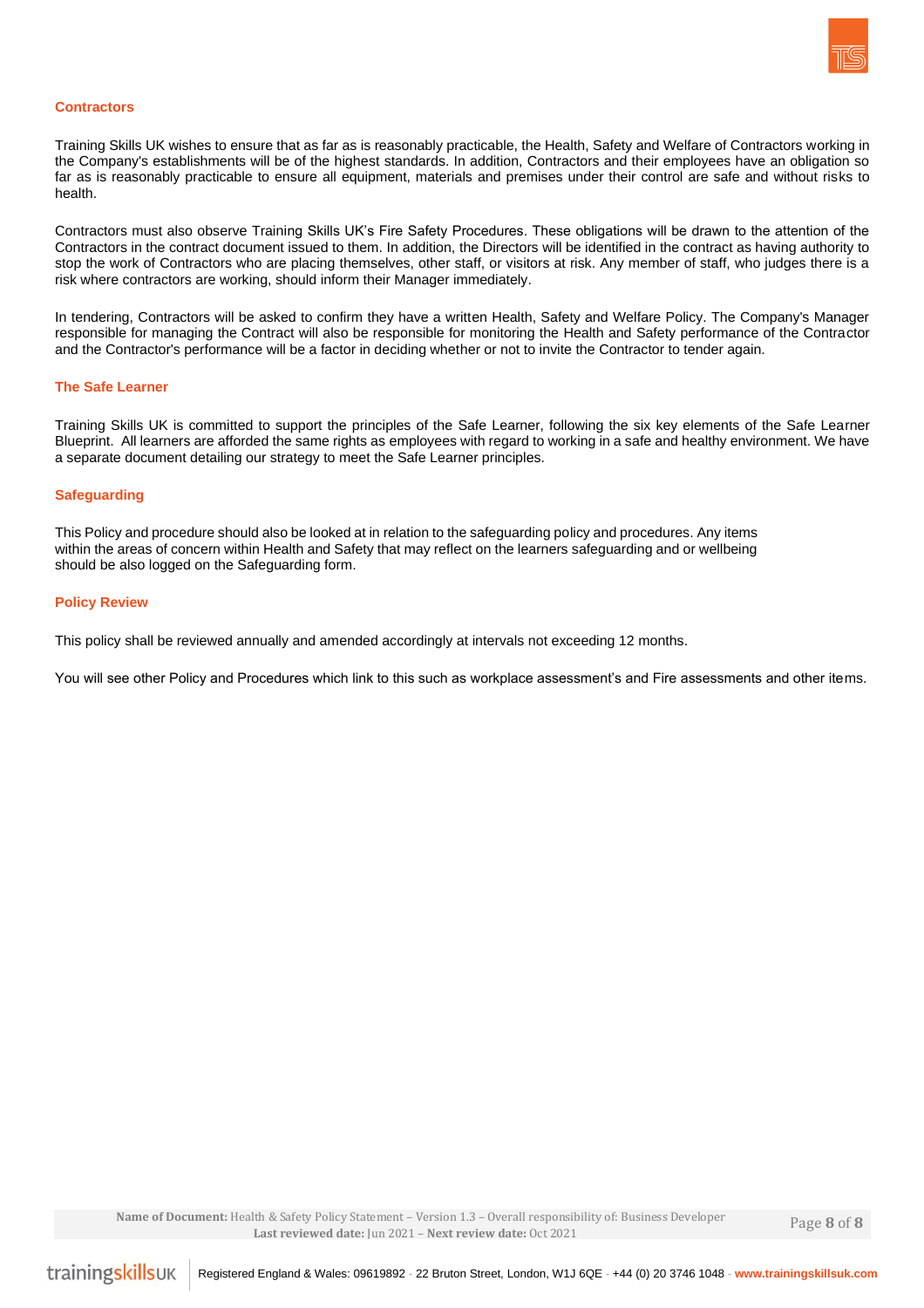## Contractors

Training Skills UK wishes to ensure that as far as is reasonably practicable, the Health, Safety and Welfare of Contractors working in the Company's establishments will be of the highest standards. In addition, Contractors and their employees have an obligation so far as is reasonably practicable to ensure all equipment, materials and premises under their control are safe and without risks to health.

Contractors must also observe Training Skills UK's Fire Safety Procedures. These obligations will be drawn to the attention of the Contractors in the contract document issued to them. In addition, the Directors will be identified in the contract as having authority to stop the work of Contractors who are placing themselves, other staff, or visitors at risk. Any member of staff, who judges there is a risk where contractors are working, should inform their Manager immediately.

In tendering, Contractors will be asked to confirm they have a written Health, Safety and Welfare Policy. The Company's Manager responsible for managing the Contract will also be responsible for monitoring the Health and Safety performance of the Contractor and the Contractor's performance will be a factor in deciding whether or not to invite the Contractor to tender again.

## The Safe Learner

Training Skills UK is committed to support the principles of the Safe Learner, following the six key elements of the Safe Learner Blueprint. All learners are afforded the same rights as employees with regard to working in a safe and healthy environment. We have a separate document detailing our strategy to meet the Safe Learner principles.

## Safeguarding

This Policy and procedure should also be looked at in relation to the safeguarding policy and procedures. Any items within the areas of concern within Health and Safety that may reflect on the learners safeguarding and or wellbeing should be also logged on the Safeguarding form.

## Policy Review

This policy shall be reviewed annually and amended accordingly at intervals not exceeding 12 months.

You will see other Policy and Procedures which link to this such as workplace assessment's and Fire assessments and other items.